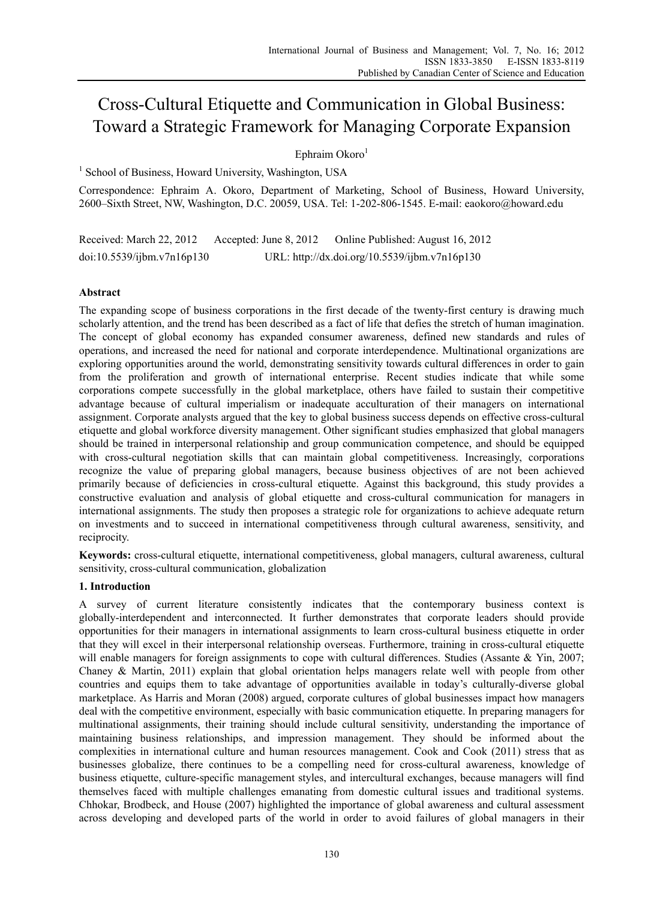# Cross-Cultural Etiquette and Communication in Global Business: Toward a Strategic Framework for Managing Corporate Expansion

Ephraim Okoro[1]

[1] School of Business, Howard University, Washington, USA

Correspondence: Ephraim A. Okoro, Department of Marketing, School of Business, Howard University, 2600–Sixth Street, NW, Washington, D.C. 20059, USA. Tel: 1-202-806-1545. E-mail: eaokoro@howard.edu

Received: March 22, 2012 Accepted: June 8, 2012 Online Published: August 16, 2012

doi:10.5539/ijbm.v7n16p130 URL: http://dx.doi.org/10.5539/ijbm.v7n16p130

## Abstract

The expanding scope of business corporations in the first decade of the twenty-first century is drawing much scholarly attention, and the trend has been described as a fact of life that defies the stretch of human imagination. The concept of global economy has expanded consumer awareness, defined new standards and rules of operations, and increased the need for national and corporate interdependence. Multinational organizations are exploring opportunities around the world, demonstrating sensitivity towards cultural differences in order to gain from the proliferation and growth of international enterprise. Recent studies indicate that while some corporations compete successfully in the global marketplace, others have failed to sustain their competitive advantage because of cultural imperialism or inadequate acculturation of their managers on international assignment. Corporate analysts argued that the key to global business success depends on effective cross-cultural etiquette and global workforce diversity management. Other significant studies emphasized that global managers should be trained in interpersonal relationship and group communication competence, and should be equipped with cross-cultural negotiation skills that can maintain global competitiveness. Increasingly, corporations recognize the value of preparing global managers, because business objectives of are not been achieved primarily because of deficiencies in cross-cultural etiquette. Against this background, this study provides a constructive evaluation and analysis of global etiquette and cross-cultural communication for managers in international assignments. The study then proposes a strategic role for organizations to achieve adequate return on investments and to succeed in international competitiveness through cultural awareness, sensitivity, and reciprocity.

**Keywords:** cross-cultural etiquette, international competitiveness, global managers, cultural awareness, cultural sensitivity, cross-cultural communication, globalization

## 1. Introduction

A survey of current literature consistently indicates that the contemporary business context is globally-interdependent and interconnected. It further demonstrates that corporate leaders should provide opportunities for their managers in international assignments to learn cross-cultural business etiquette in order that they will excel in their interpersonal relationship overseas. Furthermore, training in cross-cultural etiquette will enable managers for foreign assignments to cope with cultural differences. Studies (Assante & Yin, 2007; Chaney & Martin, 2011) explain that global orientation helps managers relate well with people from other countries and equips them to take advantage of opportunities available in today's culturally-diverse global marketplace. As Harris and Moran (2008) argued, corporate cultures of global businesses impact how managers deal with the competitive environment, especially with basic communication etiquette. In preparing managers for multinational assignments, their training should include cultural sensitivity, understanding the importance of maintaining business relationships, and impression management. They should be informed about the complexities in international culture and human resources management. Cook and Cook (2011) stress that as businesses globalize, there continues to be a compelling need for cross-cultural awareness, knowledge of business etiquette, culture-specific management styles, and intercultural exchanges, because managers will find themselves faced with multiple challenges emanating from domestic cultural issues and traditional systems. Chhokar, Brodbeck, and House (2007) highlighted the importance of global awareness and cultural assessment across developing and developed parts of the world in order to avoid failures of global managers in their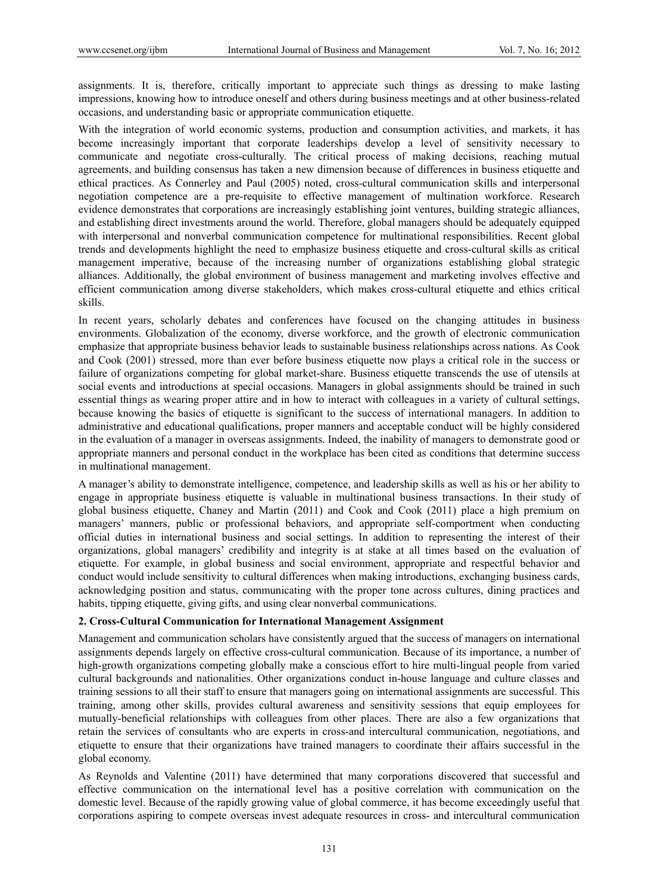assignments. It is, therefore, critically important to appreciate such things as dressing to make lasting impressions, knowing how to introduce oneself and others during business meetings and at other business-related occasions, and understanding basic or appropriate communication etiquette.

With the integration of world economic systems, production and consumption activities, and markets, it has become increasingly important that corporate leaderships develop a level of sensitivity necessary to communicate and negotiate cross-culturally. The critical process of making decisions, reaching mutual agreements, and building consensus has taken a new dimension because of differences in business etiquette and ethical practices. As Connerley and Paul (2005) noted, cross-cultural communication skills and interpersonal negotiation competence are a pre-requisite to effective management of multination workforce. Research evidence demonstrates that corporations are increasingly establishing joint ventures, building strategic alliances, and establishing direct investments around the world. Therefore, global managers should be adequately equipped with interpersonal and nonverbal communication competence for multinational responsibilities. Recent global trends and developments highlight the need to emphasize business etiquette and cross-cultural skills as critical management imperative, because of the increasing number of organizations establishing global strategic alliances. Additionally, the global environment of business management and marketing involves effective and efficient communication among diverse stakeholders, which makes cross-cultural etiquette and ethics critical skills.

In recent years, scholarly debates and conferences have focused on the changing attitudes in business environments. Globalization of the economy, diverse workforce, and the growth of electronic communication emphasize that appropriate business behavior leads to sustainable business relationships across nations. As Cook and Cook (2001) stressed, more than ever before business etiquette now plays a critical role in the success or failure of organizations competing for global market-share. Business etiquette transcends the use of utensils at social events and introductions at special occasions. Managers in global assignments should be trained in such essential things as wearing proper attire and in how to interact with colleagues in a variety of cultural settings, because knowing the basics of etiquette is significant to the success of international managers. In addition to administrative and educational qualifications, proper manners and acceptable conduct will be highly considered in the evaluation of a manager in overseas assignments. Indeed, the inability of managers to demonstrate good or appropriate manners and personal conduct in the workplace has been cited as conditions that determine success in multinational management.

A manager's ability to demonstrate intelligence, competence, and leadership skills as well as his or her ability to engage in appropriate business etiquette is valuable in multinational business transactions. In their study of global business etiquette, Chaney and Martin (2011) and Cook and Cook (2011) place a high premium on managers' manners, public or professional behaviors, and appropriate self-comportment when conducting official duties in international business and social settings. In addition to representing the interest of their organizations, global managers' credibility and integrity is at stake at all times based on the evaluation of etiquette. For example, in global business and social environment, appropriate and respectful behavior and conduct would include sensitivity to cultural differences when making introductions, exchanging business cards, acknowledging position and status, communicating with the proper tone across cultures, dining practices and habits, tipping etiquette, giving gifts, and using clear nonverbal communications.

## 2. Cross-Cultural Communication for International Management Assignment

Management and communication scholars have consistently argued that the success of managers on international assignments depends largely on effective cross-cultural communication. Because of its importance, a number of high-growth organizations competing globally make a conscious effort to hire multi-lingual people from varied cultural backgrounds and nationalities. Other organizations conduct in-house language and culture classes and training sessions to all their staff to ensure that managers going on international assignments are successful. This training, among other skills, provides cultural awareness and sensitivity sessions that equip employees for mutually-beneficial relationships with colleagues from other places. There are also a few organizations that retain the services of consultants who are experts in cross-and intercultural communication, negotiations, and etiquette to ensure that their organizations have trained managers to coordinate their affairs successful in the global economy.

As Reynolds and Valentine (2011) have determined that many corporations discovered that successful and effective communication on the international level has a positive correlation with communication on the domestic level. Because of the rapidly growing value of global commerce, it has become exceedingly useful that corporations aspiring to compete overseas invest adequate resources in cross- and intercultural communication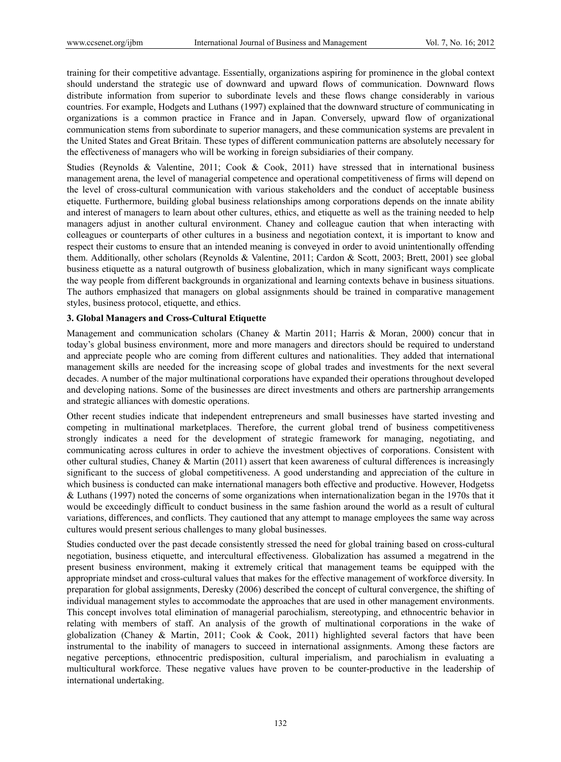training for their competitive advantage. Essentially, organizations aspiring for prominence in the global context should understand the strategic use of downward and upward flows of communication. Downward flows distribute information from superior to subordinate levels and these flows change considerably in various countries. For example, Hodgets and Luthans (1997) explained that the downward structure of communicating in organizations is a common practice in France and in Japan. Conversely, upward flow of organizational communication stems from subordinate to superior managers, and these communication systems are prevalent in the United States and Great Britain. These types of different communication patterns are absolutely necessary for the effectiveness of managers who will be working in foreign subsidiaries of their company.

Studies (Reynolds & Valentine, 2011; Cook & Cook, 2011) have stressed that in international business management arena, the level of managerial competence and operational competitiveness of firms will depend on the level of cross-cultural communication with various stakeholders and the conduct of acceptable business etiquette. Furthermore, building global business relationships among corporations depends on the innate ability and interest of managers to learn about other cultures, ethics, and etiquette as well as the training needed to help managers adjust in another cultural environment. Chaney and colleague caution that when interacting with colleagues or counterparts of other cultures in a business and negotiation context, it is important to know and respect their customs to ensure that an intended meaning is conveyed in order to avoid unintentionally offending them. Additionally, other scholars (Reynolds & Valentine, 2011; Cardon & Scott, 2003; Brett, 2001) see global business etiquette as a natural outgrowth of business globalization, which in many significant ways complicate the way people from different backgrounds in organizational and learning contexts behave in business situations. The authors emphasized that managers on global assignments should be trained in comparative management styles, business protocol, etiquette, and ethics.

## 3. Global Managers and Cross-Cultural Etiquette

Management and communication scholars (Chaney & Martin 2011; Harris & Moran, 2000) concur that in today's global business environment, more and more managers and directors should be required to understand and appreciate people who are coming from different cultures and nationalities. They added that international management skills are needed for the increasing scope of global trades and investments for the next several decades. A number of the major multinational corporations have expanded their operations throughout developed and developing nations. Some of the businesses are direct investments and others are partnership arrangements and strategic alliances with domestic operations.

Other recent studies indicate that independent entrepreneurs and small businesses have started investing and competing in multinational marketplaces. Therefore, the current global trend of business competitiveness strongly indicates a need for the development of strategic framework for managing, negotiating, and communicating across cultures in order to achieve the investment objectives of corporations. Consistent with other cultural studies, Chaney & Martin (2011) assert that keen awareness of cultural differences is increasingly significant to the success of global competitiveness. A good understanding and appreciation of the culture in which business is conducted can make international managers both effective and productive. However, Hodgetss & Luthans (1997) noted the concerns of some organizations when internationalization began in the 1970s that it would be exceedingly difficult to conduct business in the same fashion around the world as a result of cultural variations, differences, and conflicts. They cautioned that any attempt to manage employees the same way across cultures would present serious challenges to many global businesses.

Studies conducted over the past decade consistently stressed the need for global training based on cross-cultural negotiation, business etiquette, and intercultural effectiveness. Globalization has assumed a megatrend in the present business environment, making it extremely critical that management teams be equipped with the appropriate mindset and cross-cultural values that makes for the effective management of workforce diversity. In preparation for global assignments, Deresky (2006) described the concept of cultural convergence, the shifting of individual management styles to accommodate the approaches that are used in other management environments. This concept involves total elimination of managerial parochialism, stereotyping, and ethnocentric behavior in relating with members of staff. An analysis of the growth of multinational corporations in the wake of globalization (Chaney & Martin, 2011; Cook & Cook, 2011) highlighted several factors that have been instrumental to the inability of managers to succeed in international assignments. Among these factors are negative perceptions, ethnocentric predisposition, cultural imperialism, and parochialism in evaluating a multicultural workforce. These negative values have proven to be counter-productive in the leadership of international undertaking.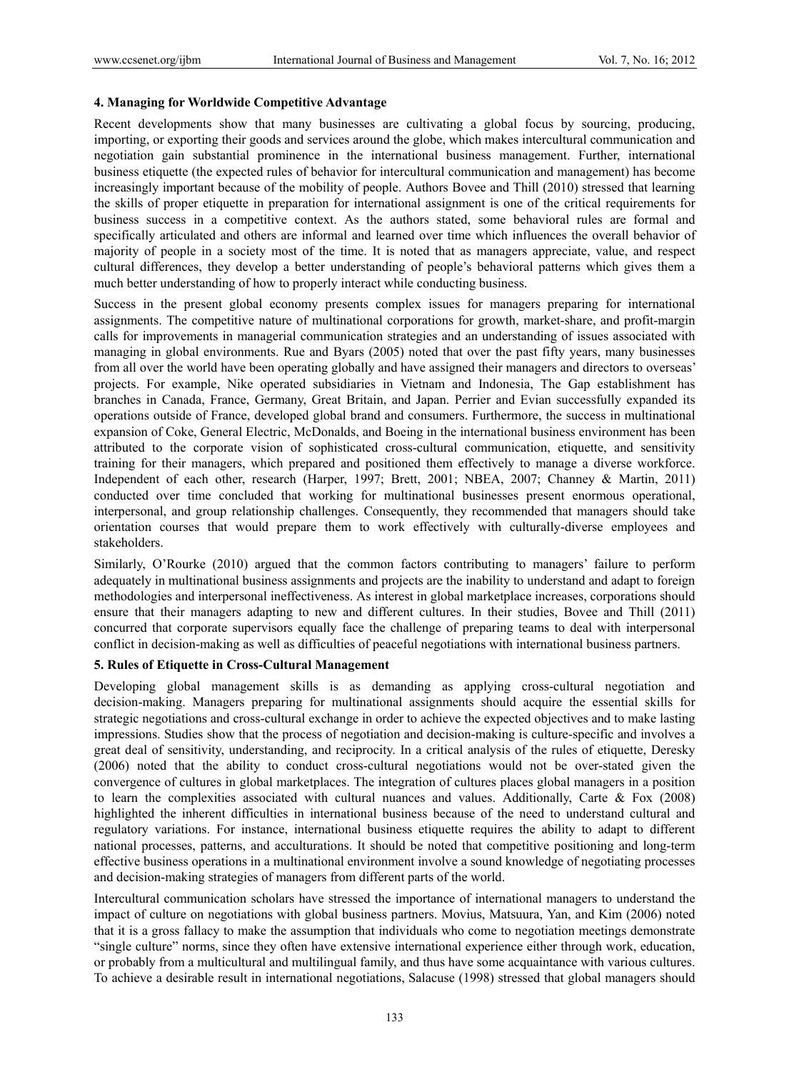**4. Managing for Worldwide Competitive Advantage**

Recent developments show that many businesses are cultivating a global focus by sourcing, producing, importing, or exporting their goods and services around the globe, which makes intercultural communication and negotiation gain substantial prominence in the international business management. Further, international business etiquette (the expected rules of behavior for intercultural communication and management) has become increasingly important because of the mobility of people. Authors Bovee and Thill (2010) stressed that learning the skills of proper etiquette in preparation for international assignment is one of the critical requirements for business success in a competitive context. As the authors stated, some behavioral rules are formal and specifically articulated and others are informal and learned over time which influences the overall behavior of majority of people in a society most of the time. It is noted that as managers appreciate, value, and respect cultural differences, they develop a better understanding of people's behavioral patterns which gives them a much better understanding of how to properly interact while conducting business.

Success in the present global economy presents complex issues for managers preparing for international assignments. The competitive nature of multinational corporations for growth, market-share, and profit-margin calls for improvements in managerial communication strategies and an understanding of issues associated with managing in global environments. Rue and Byars (2005) noted that over the past fifty years, many businesses from all over the world have been operating globally and have assigned their managers and directors to overseas' projects. For example, Nike operated subsidiaries in Vietnam and Indonesia, The Gap establishment has branches in Canada, France, Germany, Great Britain, and Japan. Perrier and Evian successfully expanded its operations outside of France, developed global brand and consumers. Furthermore, the success in multinational expansion of Coke, General Electric, McDonalds, and Boeing in the international business environment has been attributed to the corporate vision of sophisticated cross-cultural communication, etiquette, and sensitivity training for their managers, which prepared and positioned them effectively to manage a diverse workforce. Independent of each other, research (Harper, 1997; Brett, 2001; NBEA, 2007; Channey & Martin, 2011) conducted over time concluded that working for multinational businesses present enormous operational, interpersonal, and group relationship challenges. Consequently, they recommended that managers should take orientation courses that would prepare them to work effectively with culturally-diverse employees and stakeholders.

Similarly, O'Rourke (2010) argued that the common factors contributing to managers' failure to perform adequately in multinational business assignments and projects are the inability to understand and adapt to foreign methodologies and interpersonal ineffectiveness. As interest in global marketplace increases, corporations should ensure that their managers adapting to new and different cultures. In their studies, Bovee and Thill (2011) concurred that corporate supervisors equally face the challenge of preparing teams to deal with interpersonal conflict in decision-making as well as difficulties of peaceful negotiations with international business partners.

**5. Rules of Etiquette in Cross-Cultural Management**

Developing global management skills is as demanding as applying cross-cultural negotiation and decision-making. Managers preparing for multinational assignments should acquire the essential skills for strategic negotiations and cross-cultural exchange in order to achieve the expected objectives and to make lasting impressions. Studies show that the process of negotiation and decision-making is culture-specific and involves a great deal of sensitivity, understanding, and reciprocity. In a critical analysis of the rules of etiquette, Deresky (2006) noted that the ability to conduct cross-cultural negotiations would not be over-stated given the convergence of cultures in global marketplaces. The integration of cultures places global managers in a position to learn the complexities associated with cultural nuances and values. Additionally, Carte & Fox (2008) highlighted the inherent difficulties in international business because of the need to understand cultural and regulatory variations. For instance, international business etiquette requires the ability to adapt to different national processes, patterns, and acculturations. It should be noted that competitive positioning and long-term effective business operations in a multinational environment involve a sound knowledge of negotiating processes and decision-making strategies of managers from different parts of the world.

Intercultural communication scholars have stressed the importance of international managers to understand the impact of culture on negotiations with global business partners. Movius, Matsuura, Yan, and Kim (2006) noted that it is a gross fallacy to make the assumption that individuals who come to negotiation meetings demonstrate "single culture" norms, since they often have extensive international experience either through work, education, or probably from a multicultural and multilingual family, and thus have some acquaintance with various cultures. To achieve a desirable result in international negotiations, Salacuse (1998) stressed that global managers should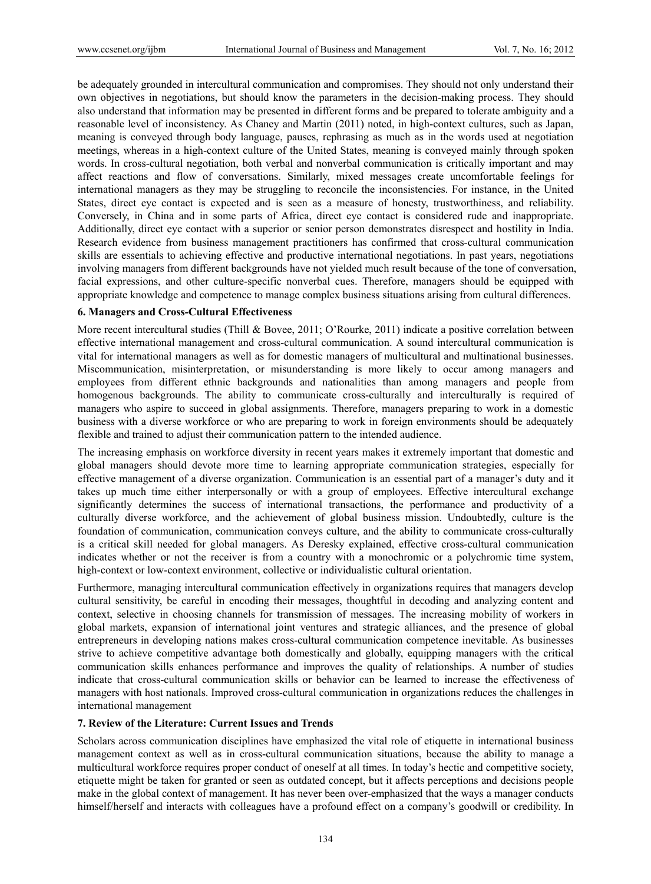be adequately grounded in intercultural communication and compromises. They should not only understand their own objectives in negotiations, but should know the parameters in the decision-making process. They should also understand that information may be presented in different forms and be prepared to tolerate ambiguity and a reasonable level of inconsistency. As Chaney and Martin (2011) noted, in high-context cultures, such as Japan, meaning is conveyed through body language, pauses, rephrasing as much as in the words used at negotiation meetings, whereas in a high-context culture of the United States, meaning is conveyed mainly through spoken words. In cross-cultural negotiation, both verbal and nonverbal communication is critically important and may affect reactions and flow of conversations. Similarly, mixed messages create uncomfortable feelings for international managers as they may be struggling to reconcile the inconsistencies. For instance, in the United States, direct eye contact is expected and is seen as a measure of honesty, trustworthiness, and reliability. Conversely, in China and in some parts of Africa, direct eye contact is considered rude and inappropriate. Additionally, direct eye contact with a superior or senior person demonstrates disrespect and hostility in India. Research evidence from business management practitioners has confirmed that cross-cultural communication skills are essentials to achieving effective and productive international negotiations. In past years, negotiations involving managers from different backgrounds have not yielded much result because of the tone of conversation, facial expressions, and other culture-specific nonverbal cues. Therefore, managers should be equipped with appropriate knowledge and competence to manage complex business situations arising from cultural differences.

### 6. Managers and Cross-Cultural Effectiveness

More recent intercultural studies (Thill & Bovee, 2011; O'Rourke, 2011) indicate a positive correlation between effective international management and cross-cultural communication. A sound intercultural communication is vital for international managers as well as for domestic managers of multicultural and multinational businesses. Miscommunication, misinterpretation, or misunderstanding is more likely to occur among managers and employees from different ethnic backgrounds and nationalities than among managers and people from homogenous backgrounds. The ability to communicate cross-culturally and interculturally is required of managers who aspire to succeed in global assignments. Therefore, managers preparing to work in a domestic business with a diverse workforce or who are preparing to work in foreign environments should be adequately flexible and trained to adjust their communication pattern to the intended audience.

The increasing emphasis on workforce diversity in recent years makes it extremely important that domestic and global managers should devote more time to learning appropriate communication strategies, especially for effective management of a diverse organization. Communication is an essential part of a manager's duty and it takes up much time either interpersonally or with a group of employees. Effective intercultural exchange significantly determines the success of international transactions, the performance and productivity of a culturally diverse workforce, and the achievement of global business mission. Undoubtedly, culture is the foundation of communication, communication conveys culture, and the ability to communicate cross-culturally is a critical skill needed for global managers. As Deresky explained, effective cross-cultural communication indicates whether or not the receiver is from a country with a monochromic or a polychromic time system, high-context or low-context environment, collective or individualistic cultural orientation.

Furthermore, managing intercultural communication effectively in organizations requires that managers develop cultural sensitivity, be careful in encoding their messages, thoughtful in decoding and analyzing content and context, selective in choosing channels for transmission of messages. The increasing mobility of workers in global markets, expansion of international joint ventures and strategic alliances, and the presence of global entrepreneurs in developing nations makes cross-cultural communication competence inevitable. As businesses strive to achieve competitive advantage both domestically and globally, equipping managers with the critical communication skills enhances performance and improves the quality of relationships. A number of studies indicate that cross-cultural communication skills or behavior can be learned to increase the effectiveness of managers with host nationals. Improved cross-cultural communication in organizations reduces the challenges in international management

### 7. Review of the Literature: Current Issues and Trends

Scholars across communication disciplines have emphasized the vital role of etiquette in international business management context as well as in cross-cultural communication situations, because the ability to manage a multicultural workforce requires proper conduct of oneself at all times. In today's hectic and competitive society, etiquette might be taken for granted or seen as outdated concept, but it affects perceptions and decisions people make in the global context of management. It has never been over-emphasized that the ways a manager conducts himself/herself and interacts with colleagues have a profound effect on a company's goodwill or credibility. In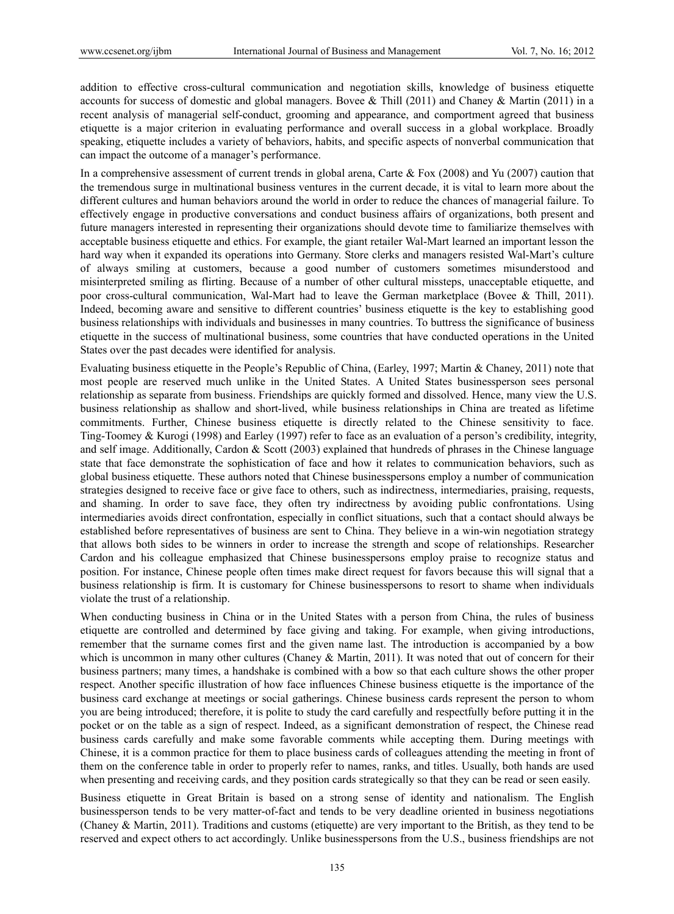addition to effective cross-cultural communication and negotiation skills, knowledge of business etiquette accounts for success of domestic and global managers. Bovee & Thill (2011) and Chaney & Martin (2011) in a recent analysis of managerial self-conduct, grooming and appearance, and comportment agreed that business etiquette is a major criterion in evaluating performance and overall success in a global workplace. Broadly speaking, etiquette includes a variety of behaviors, habits, and specific aspects of nonverbal communication that can impact the outcome of a manager's performance.

In a comprehensive assessment of current trends in global arena, Carte & Fox (2008) and Yu (2007) caution that the tremendous surge in multinational business ventures in the current decade, it is vital to learn more about the different cultures and human behaviors around the world in order to reduce the chances of managerial failure. To effectively engage in productive conversations and conduct business affairs of organizations, both present and future managers interested in representing their organizations should devote time to familiarize themselves with acceptable business etiquette and ethics. For example, the giant retailer Wal-Mart learned an important lesson the hard way when it expanded its operations into Germany. Store clerks and managers resisted Wal-Mart's culture of always smiling at customers, because a good number of customers sometimes misunderstood and misinterpreted smiling as flirting. Because of a number of other cultural missteps, unacceptable etiquette, and poor cross-cultural communication, Wal-Mart had to leave the German marketplace (Bovee & Thill, 2011). Indeed, becoming aware and sensitive to different countries' business etiquette is the key to establishing good business relationships with individuals and businesses in many countries. To buttress the significance of business etiquette in the success of multinational business, some countries that have conducted operations in the United States over the past decades were identified for analysis.

Evaluating business etiquette in the People's Republic of China, (Earley, 1997; Martin & Chaney, 2011) note that most people are reserved much unlike in the United States. A United States businessperson sees personal relationship as separate from business. Friendships are quickly formed and dissolved. Hence, many view the U.S. business relationship as shallow and short-lived, while business relationships in China are treated as lifetime commitments. Further, Chinese business etiquette is directly related to the Chinese sensitivity to face. Ting-Toomey & Kurogi (1998) and Earley (1997) refer to face as an evaluation of a person's credibility, integrity, and self image. Additionally, Cardon & Scott (2003) explained that hundreds of phrases in the Chinese language state that face demonstrate the sophistication of face and how it relates to communication behaviors, such as global business etiquette. These authors noted that Chinese businesspersons employ a number of communication strategies designed to receive face or give face to others, such as indirectness, intermediaries, praising, requests, and shaming. In order to save face, they often try indirectness by avoiding public confrontations. Using intermediaries avoids direct confrontation, especially in conflict situations, such that a contact should always be established before representatives of business are sent to China. They believe in a win-win negotiation strategy that allows both sides to be winners in order to increase the strength and scope of relationships. Researcher Cardon and his colleague emphasized that Chinese businesspersons employ praise to recognize status and position. For instance, Chinese people often times make direct request for favors because this will signal that a business relationship is firm. It is customary for Chinese businesspersons to resort to shame when individuals violate the trust of a relationship.

When conducting business in China or in the United States with a person from China, the rules of business etiquette are controlled and determined by face giving and taking. For example, when giving introductions, remember that the surname comes first and the given name last. The introduction is accompanied by a bow which is uncommon in many other cultures (Chaney & Martin, 2011). It was noted that out of concern for their business partners; many times, a handshake is combined with a bow so that each culture shows the other proper respect. Another specific illustration of how face influences Chinese business etiquette is the importance of the business card exchange at meetings or social gatherings. Chinese business cards represent the person to whom you are being introduced; therefore, it is polite to study the card carefully and respectfully before putting it in the pocket or on the table as a sign of respect. Indeed, as a significant demonstration of respect, the Chinese read business cards carefully and make some favorable comments while accepting them. During meetings with Chinese, it is a common practice for them to place business cards of colleagues attending the meeting in front of them on the conference table in order to properly refer to names, ranks, and titles. Usually, both hands are used when presenting and receiving cards, and they position cards strategically so that they can be read or seen easily.

Business etiquette in Great Britain is based on a strong sense of identity and nationalism. The English businessperson tends to be very matter-of-fact and tends to be very deadline oriented in business negotiations (Chaney & Martin, 2011). Traditions and customs (etiquette) are very important to the British, as they tend to be reserved and expect others to act accordingly. Unlike businesspersons from the U.S., business friendships are not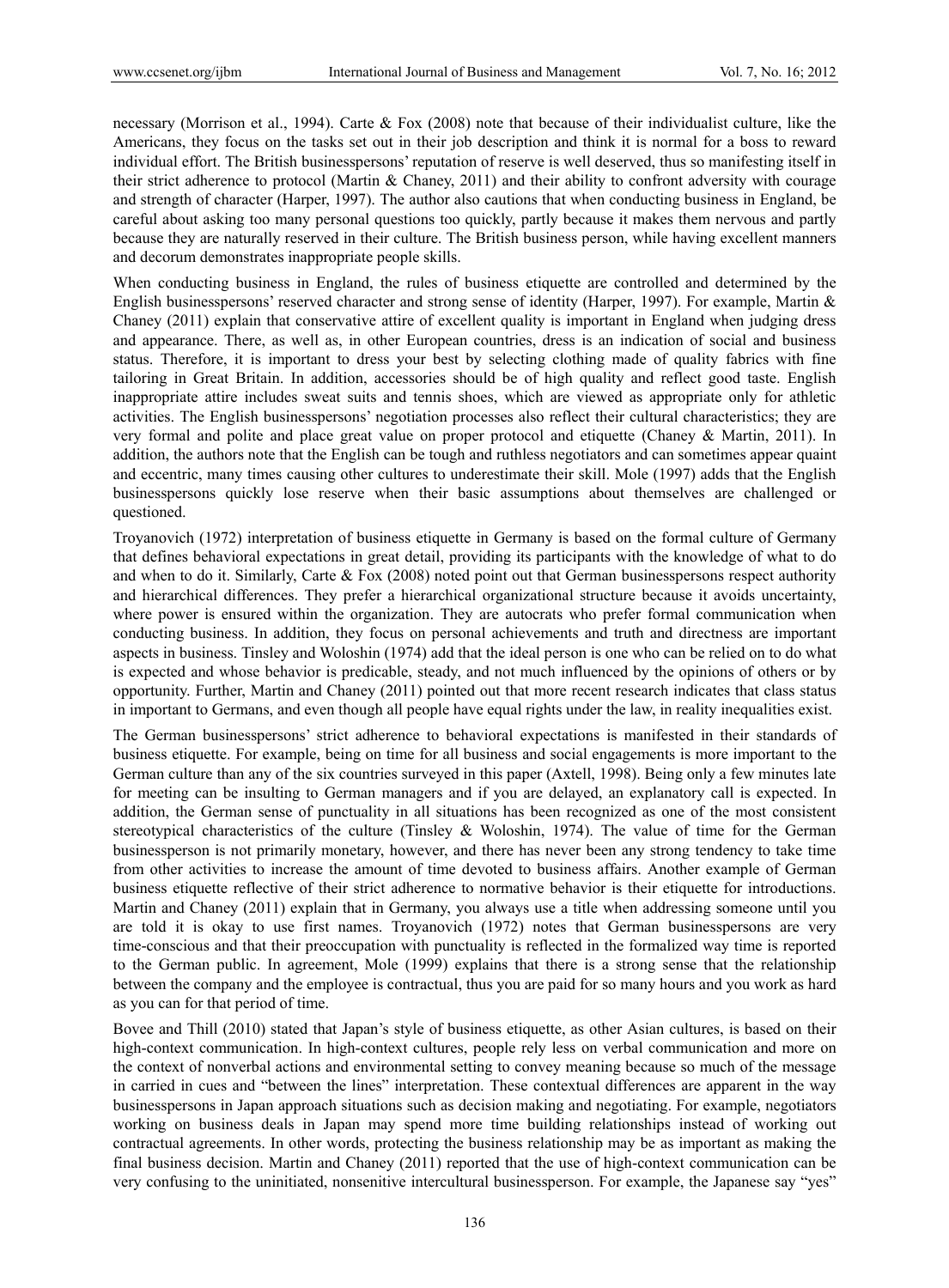necessary (Morrison et al., 1994). Carte & Fox (2008) note that because of their individualist culture, like the Americans, they focus on the tasks set out in their job description and think it is normal for a boss to reward individual effort. The British businesspersons' reputation of reserve is well deserved, thus so manifesting itself in their strict adherence to protocol (Martin & Chaney, 2011) and their ability to confront adversity with courage and strength of character (Harper, 1997). The author also cautions that when conducting business in England, be careful about asking too many personal questions too quickly, partly because it makes them nervous and partly because they are naturally reserved in their culture. The British business person, while having excellent manners and decorum demonstrates inappropriate people skills.

When conducting business in England, the rules of business etiquette are controlled and determined by the English businesspersons' reserved character and strong sense of identity (Harper, 1997). For example, Martin & Chaney (2011) explain that conservative attire of excellent quality is important in England when judging dress and appearance. There, as well as, in other European countries, dress is an indication of social and business status. Therefore, it is important to dress your best by selecting clothing made of quality fabrics with fine tailoring in Great Britain. In addition, accessories should be of high quality and reflect good taste. English inappropriate attire includes sweat suits and tennis shoes, which are viewed as appropriate only for athletic activities. The English businesspersons' negotiation processes also reflect their cultural characteristics; they are very formal and polite and place great value on proper protocol and etiquette (Chaney & Martin, 2011). In addition, the authors note that the English can be tough and ruthless negotiators and can sometimes appear quaint and eccentric, many times causing other cultures to underestimate their skill. Mole (1997) adds that the English businesspersons quickly lose reserve when their basic assumptions about themselves are challenged or questioned.

Troyanovich (1972) interpretation of business etiquette in Germany is based on the formal culture of Germany that defines behavioral expectations in great detail, providing its participants with the knowledge of what to do and when to do it. Similarly, Carte & Fox (2008) noted point out that German businesspersons respect authority and hierarchical differences. They prefer a hierarchical organizational structure because it avoids uncertainty, where power is ensured within the organization. They are autocrats who prefer formal communication when conducting business. In addition, they focus on personal achievements and truth and directness are important aspects in business. Tinsley and Woloshin (1974) add that the ideal person is one who can be relied on to do what is expected and whose behavior is predicable, steady, and not much influenced by the opinions of others or by opportunity. Further, Martin and Chaney (2011) pointed out that more recent research indicates that class status in important to Germans, and even though all people have equal rights under the law, in reality inequalities exist.

The German businesspersons' strict adherence to behavioral expectations is manifested in their standards of business etiquette. For example, being on time for all business and social engagements is more important to the German culture than any of the six countries surveyed in this paper (Axtell, 1998). Being only a few minutes late for meeting can be insulting to German managers and if you are delayed, an explanatory call is expected. In addition, the German sense of punctuality in all situations has been recognized as one of the most consistent stereotypical characteristics of the culture (Tinsley & Woloshin, 1974). The value of time for the German businessperson is not primarily monetary, however, and there has never been any strong tendency to take time from other activities to increase the amount of time devoted to business affairs. Another example of German business etiquette reflective of their strict adherence to normative behavior is their etiquette for introductions. Martin and Chaney (2011) explain that in Germany, you always use a title when addressing someone until you are told it is okay to use first names. Troyanovich (1972) notes that German businesspersons are very time-conscious and that their preoccupation with punctuality is reflected in the formalized way time is reported to the German public. In agreement, Mole (1999) explains that there is a strong sense that the relationship between the company and the employee is contractual, thus you are paid for so many hours and you work as hard as you can for that period of time.

Bovee and Thill (2010) stated that Japan's style of business etiquette, as other Asian cultures, is based on their high-context communication. In high-context cultures, people rely less on verbal communication and more on the context of nonverbal actions and environmental setting to convey meaning because so much of the message in carried in cues and "between the lines" interpretation. These contextual differences are apparent in the way businesspersons in Japan approach situations such as decision making and negotiating. For example, negotiators working on business deals in Japan may spend more time building relationships instead of working out contractual agreements. In other words, protecting the business relationship may be as important as making the final business decision. Martin and Chaney (2011) reported that the use of high-context communication can be very confusing to the uninitiated, nonsenitive intercultural businessperson. For example, the Japanese say "yes"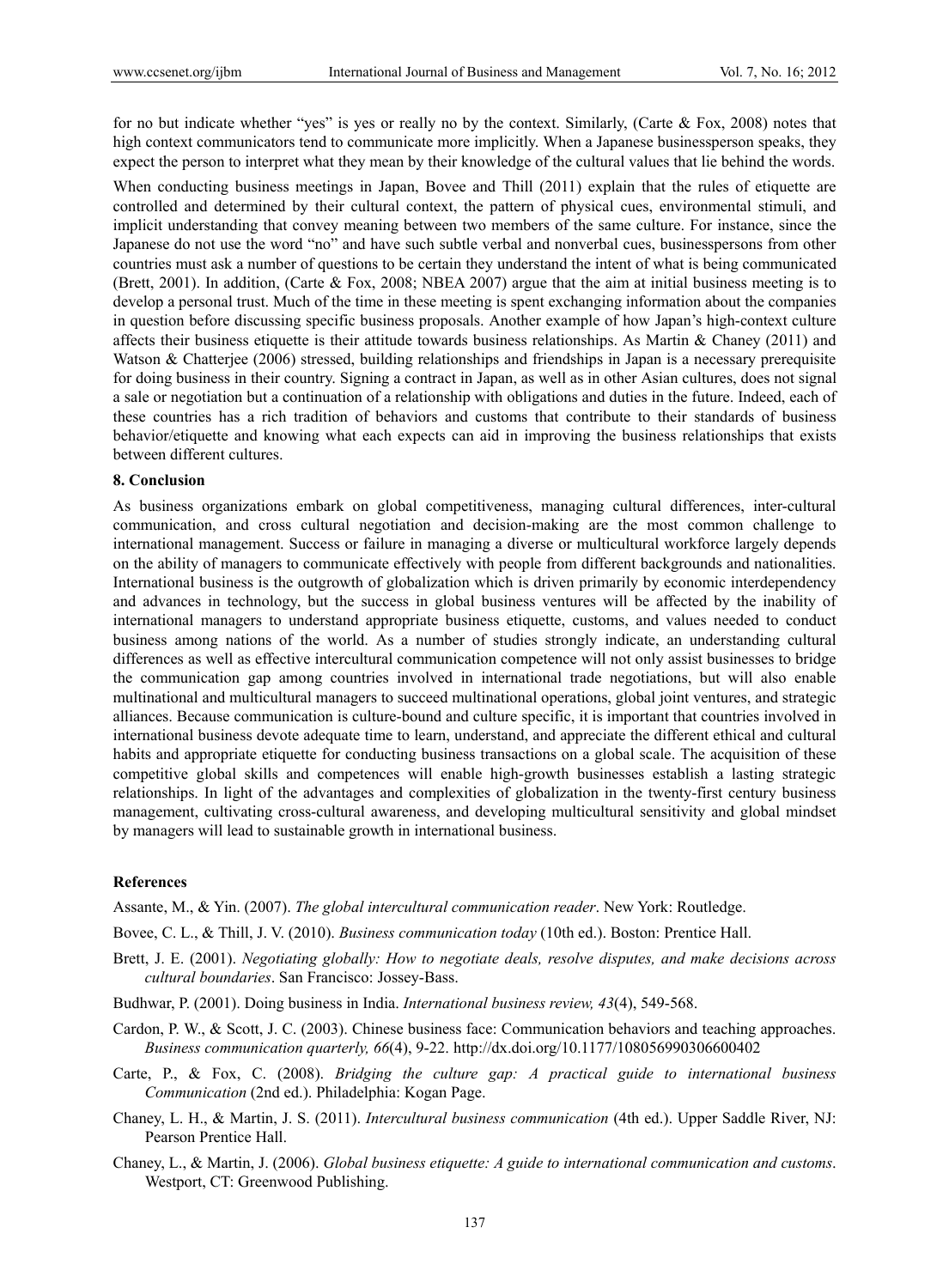for no but indicate whether "yes" is yes or really no by the context. Similarly, (Carte & Fox, 2008) notes that high context communicators tend to communicate more implicitly. When a Japanese businessperson speaks, they expect the person to interpret what they mean by their knowledge of the cultural values that lie behind the words.

When conducting business meetings in Japan, Bovee and Thill (2011) explain that the rules of etiquette are controlled and determined by their cultural context, the pattern of physical cues, environmental stimuli, and implicit understanding that convey meaning between two members of the same culture. For instance, since the Japanese do not use the word "no" and have such subtle verbal and nonverbal cues, businesspersons from other countries must ask a number of questions to be certain they understand the intent of what is being communicated (Brett, 2001). In addition, (Carte & Fox, 2008; NBEA 2007) argue that the aim at initial business meeting is to develop a personal trust. Much of the time in these meeting is spent exchanging information about the companies in question before discussing specific business proposals. Another example of how Japan's high-context culture affects their business etiquette is their attitude towards business relationships. As Martin & Chaney (2011) and Watson & Chatterjee (2006) stressed, building relationships and friendships in Japan is a necessary prerequisite for doing business in their country. Signing a contract in Japan, as well as in other Asian cultures, does not signal a sale or negotiation but a continuation of a relationship with obligations and duties in the future. Indeed, each of these countries has a rich tradition of behaviors and customs that contribute to their standards of business behavior/etiquette and knowing what each expects can aid in improving the business relationships that exists between different cultures.

## 8. Conclusion

As business organizations embark on global competitiveness, managing cultural differences, inter-cultural communication, and cross cultural negotiation and decision-making are the most common challenge to international management. Success or failure in managing a diverse or multicultural workforce largely depends on the ability of managers to communicate effectively with people from different backgrounds and nationalities. International business is the outgrowth of globalization which is driven primarily by economic interdependency and advances in technology, but the success in global business ventures will be affected by the inability of international managers to understand appropriate business etiquette, customs, and values needed to conduct business among nations of the world. As a number of studies strongly indicate, an understanding cultural differences as well as effective intercultural communication competence will not only assist businesses to bridge the communication gap among countries involved in international trade negotiations, but will also enable multinational and multicultural managers to succeed multinational operations, global joint ventures, and strategic alliances. Because communication is culture-bound and culture specific, it is important that countries involved in international business devote adequate time to learn, understand, and appreciate the different ethical and cultural habits and appropriate etiquette for conducting business transactions on a global scale. The acquisition of these competitive global skills and competences will enable high-growth businesses establish a lasting strategic relationships. In light of the advantages and complexities of globalization in the twenty-first century business management, cultivating cross-cultural awareness, and developing multicultural sensitivity and global mindset by managers will lead to sustainable growth in international business.

## References

Assante, M., & Yin. (2007). *The global intercultural communication reader*. New York: Routledge.

Bovee, C. L., & Thill, J. V. (2010). *Business communication today* (10th ed.). Boston: Prentice Hall.

Brett, J. E. (2001). *Negotiating globally: How to negotiate deals, resolve disputes, and make decisions across cultural boundaries*. San Francisco: Jossey-Bass.

Budhwar, P. (2001). Doing business in India. *International business review, 43*(4), 549-568.

Cardon, P. W., & Scott, J. C. (2003). Chinese business face: Communication behaviors and teaching approaches. *Business communication quarterly, 66*(4), 9-22. http://dx.doi.org/10.1177/108056990306600402

Carte, P., & Fox, C. (2008). *Bridging the culture gap: A practical guide to international business Communication* (2nd ed.). Philadelphia: Kogan Page.

Chaney, L. H., & Martin, J. S. (2011). *Intercultural business communication* (4th ed.). Upper Saddle River, NJ: Pearson Prentice Hall.

Chaney, L., & Martin, J. (2006). *Global business etiquette: A guide to international communication and customs*. Westport, CT: Greenwood Publishing.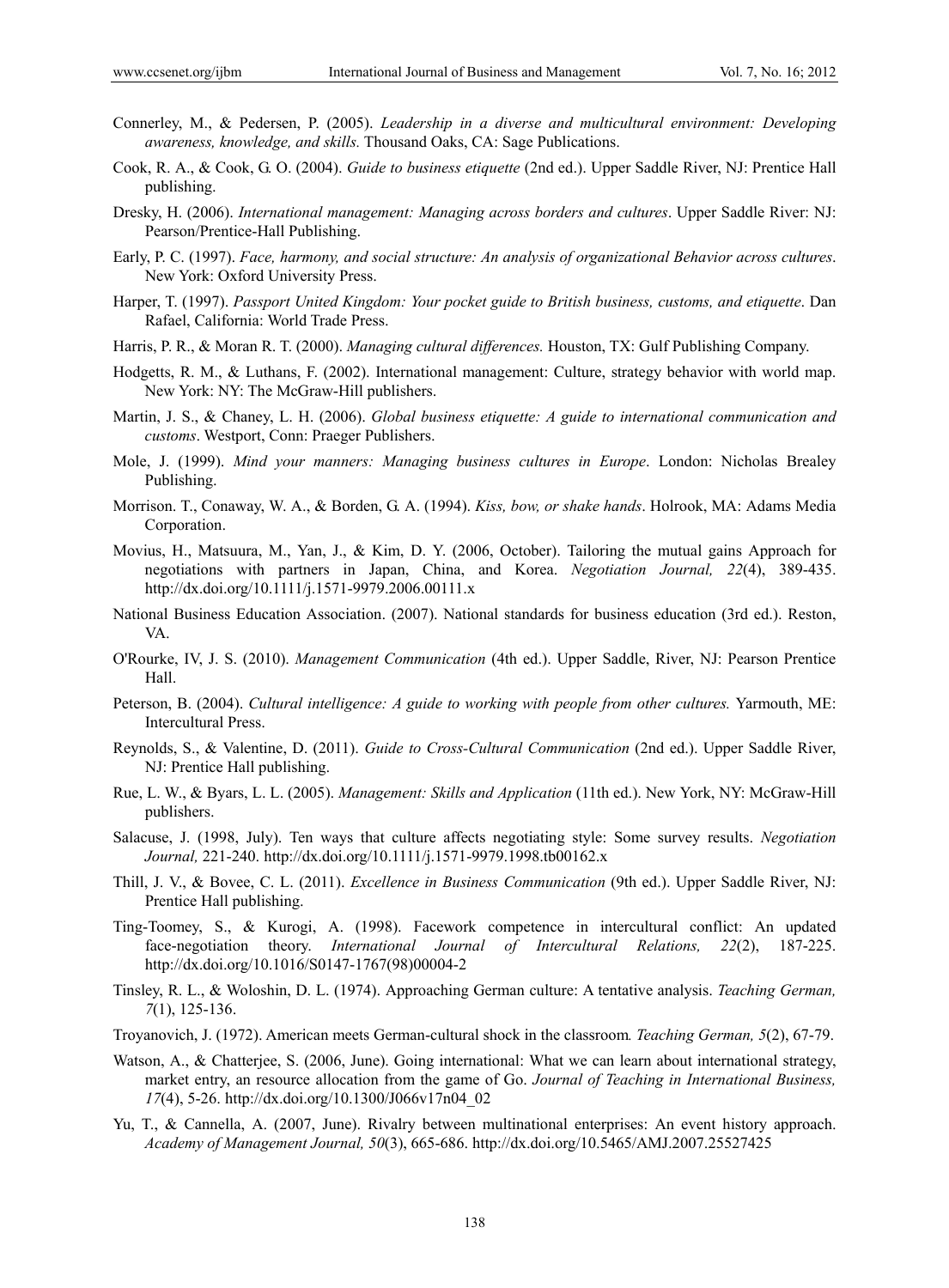Connerley, M., & Pedersen, P. (2005). *Leadership in a diverse and multicultural environment: Developing awareness, knowledge, and skills.* Thousand Oaks, CA: Sage Publications.

Cook, R. A., & Cook, G. O. (2004). *Guide to business etiquette* (2nd ed.). Upper Saddle River, NJ: Prentice Hall publishing.

Dresky, H. (2006). *International management: Managing across borders and cultures*. Upper Saddle River: NJ: Pearson/Prentice-Hall Publishing.

Early, P. C. (1997). *Face, harmony, and social structure: An analysis of organizational Behavior across cultures*. New York: Oxford University Press.

Harper, T. (1997). *Passport United Kingdom: Your pocket guide to British business, customs, and etiquette*. Dan Rafael, California: World Trade Press.

Harris, P. R., & Moran R. T. (2000). *Managing cultural differences.* Houston, TX: Gulf Publishing Company.

Hodgetts, R. M., & Luthans, F. (2002). International management: Culture, strategy behavior with world map. New York: NY: The McGraw-Hill publishers.

Martin, J. S., & Chaney, L. H. (2006). *Global business etiquette: A guide to international communication and customs*. Westport, Conn: Praeger Publishers.

Mole, J. (1999). *Mind your manners: Managing business cultures in Europe*. London: Nicholas Brealey Publishing.

Morrison. T., Conaway, W. A., & Borden, G. A. (1994). *Kiss, bow, or shake hands*. Holrook, MA: Adams Media Corporation.

Movius, H., Matsuura, M., Yan, J., & Kim, D. Y. (2006, October). Tailoring the mutual gains Approach for negotiations with partners in Japan, China, and Korea. *Negotiation Journal, 22*(4), 389-435. http://dx.doi.org/10.1111/j.1571-9979.2006.00111.x

National Business Education Association. (2007). National standards for business education (3rd ed.). Reston, VA.

O'Rourke, IV, J. S. (2010). *Management Communication* (4th ed.). Upper Saddle, River, NJ: Pearson Prentice Hall.

Peterson, B. (2004). *Cultural intelligence: A guide to working with people from other cultures.* Yarmouth, ME: Intercultural Press.

Reynolds, S., & Valentine, D. (2011). *Guide to Cross-Cultural Communication* (2nd ed.). Upper Saddle River, NJ: Prentice Hall publishing.

Rue, L. W., & Byars, L. L. (2005). *Management: Skills and Application* (11th ed.). New York, NY: McGraw-Hill publishers.

Salacuse, J. (1998, July). Ten ways that culture affects negotiating style: Some survey results. *Negotiation Journal,* 221-240. http://dx.doi.org/10.1111/j.1571-9979.1998.tb00162.x

Thill, J. V., & Bovee, C. L. (2011). *Excellence in Business Communication* (9th ed.). Upper Saddle River, NJ: Prentice Hall publishing.

Ting-Toomey, S., & Kurogi, A. (1998). Facework competence in intercultural conflict: An updated face-negotiation theory. *International Journal of Intercultural Relations, 22*(2), 187-225. http://dx.doi.org/10.1016/S0147-1767(98)00004-2

Tinsley, R. L., & Woloshin, D. L. (1974). Approaching German culture: A tentative analysis. *Teaching German, 7*(1), 125-136.

Troyanovich, J. (1972). American meets German-cultural shock in the classroom*. Teaching German, 5*(2), 67-79.

Watson, A., & Chatterjee, S. (2006, June). Going international: What we can learn about international strategy, market entry, an resource allocation from the game of Go. *Journal of Teaching in International Business, 17*(4), 5-26. http://dx.doi.org/10.1300/J066v17n04_02

Yu, T., & Cannella, A. (2007, June). Rivalry between multinational enterprises: An event history approach. *Academy of Management Journal, 50*(3), 665-686. http://dx.doi.org/10.5465/AMJ.2007.25527425